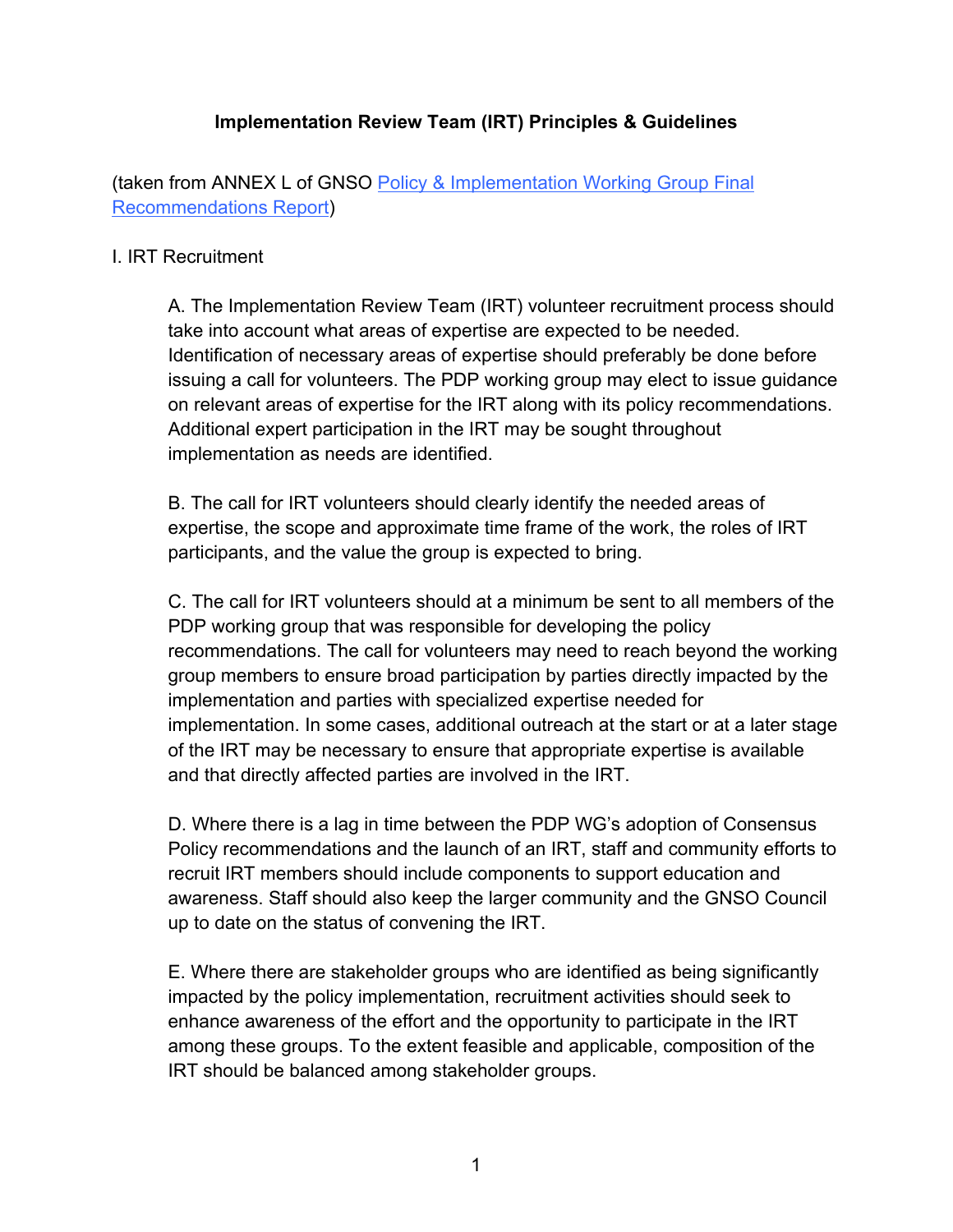# Implementation Review Team (IRT) Principles & Guidelines

(taken from ANNEX L of GNSO [Policy & Implementation Working Group Final Recommendations Report](#))

## I. IRT Recruitment

A. The Implementation Review Team (IRT) volunteer recruitment process should take into account what areas of expertise are expected to be needed. Identification of necessary areas of expertise should preferably be done before issuing a call for volunteers. The PDP working group may elect to issue guidance on relevant areas of expertise for the IRT along with its policy recommendations. Additional expert participation in the IRT may be sought throughout implementation as needs are identified.

B. The call for IRT volunteers should clearly identify the needed areas of expertise, the scope and approximate time frame of the work, the roles of IRT participants, and the value the group is expected to bring.

C. The call for IRT volunteers should at a minimum be sent to all members of the PDP working group that was responsible for developing the policy recommendations. The call for volunteers may need to reach beyond the working group members to ensure broad participation by parties directly impacted by the implementation and parties with specialized expertise needed for implementation. In some cases, additional outreach at the start or at a later stage of the IRT may be necessary to ensure that appropriate expertise is available and that directly affected parties are involved in the IRT.

D. Where there is a lag in time between the PDP WG's adoption of Consensus Policy recommendations and the launch of an IRT, staff and community efforts to recruit IRT members should include components to support education and awareness. Staff should also keep the larger community and the GNSO Council up to date on the status of convening the IRT.

E. Where there are stakeholder groups who are identified as being significantly impacted by the policy implementation, recruitment activities should seek to enhance awareness of the effort and the opportunity to participate in the IRT among these groups. To the extent feasible and applicable, composition of the IRT should be balanced among stakeholder groups.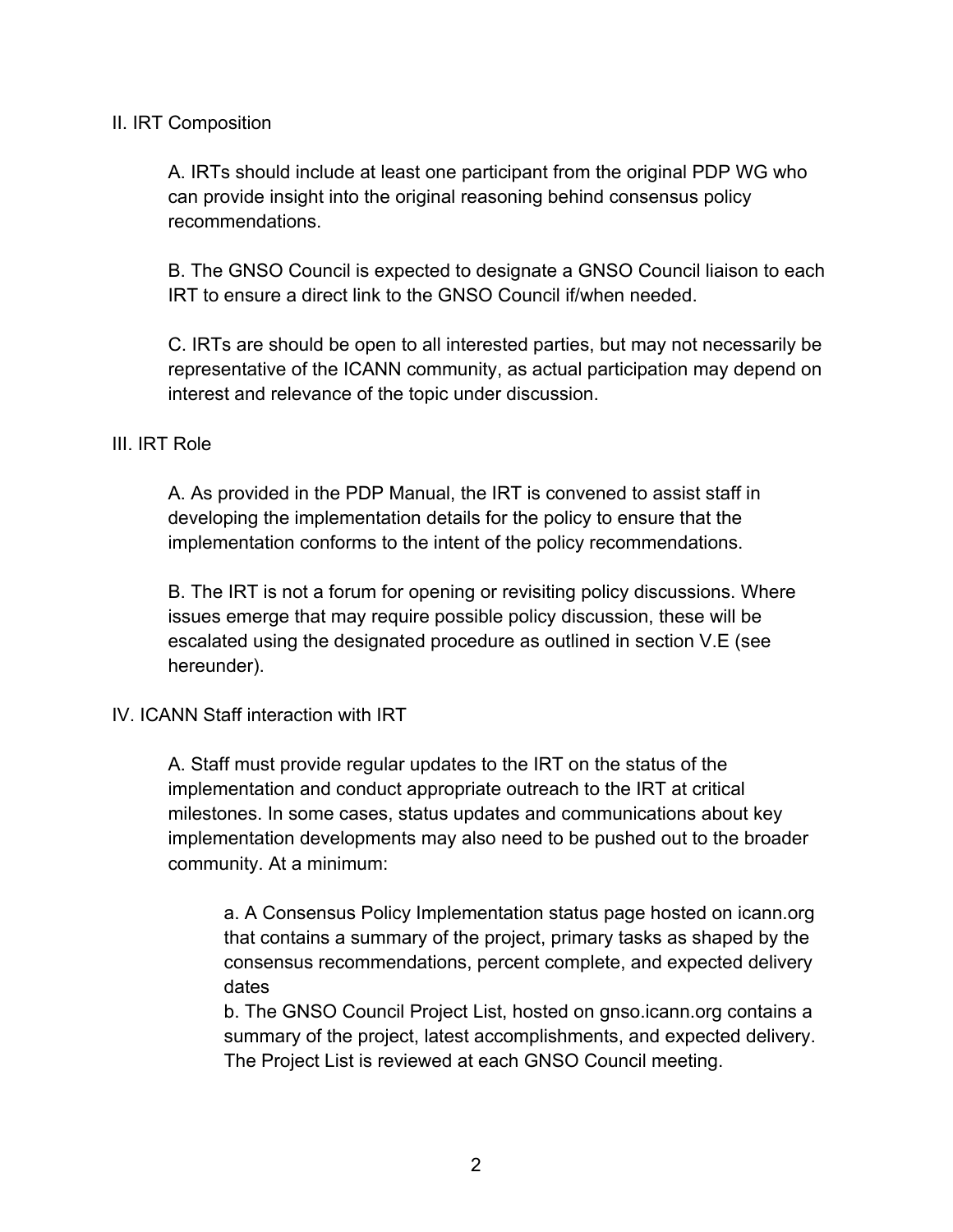## II. IRT Composition

A. IRTs should include at least one participant from the original PDP WG who can provide insight into the original reasoning behind consensus policy recommendations.

B. The GNSO Council is expected to designate a GNSO Council liaison to each IRT to ensure a direct link to the GNSO Council if/when needed.

C. IRTs are should be open to all interested parties, but may not necessarily be representative of the ICANN community, as actual participation may depend on interest and relevance of the topic under discussion.

## III. IRT Role

A. As provided in the PDP Manual, the IRT is convened to assist staff in developing the implementation details for the policy to ensure that the implementation conforms to the intent of the policy recommendations.

B. The IRT is not a forum for opening or revisiting policy discussions. Where issues emerge that may require possible policy discussion, these will be escalated using the designated procedure as outlined in section V.E (see hereunder).

## IV. ICANN Staff interaction with IRT

A. Staff must provide regular updates to the IRT on the status of the implementation and conduct appropriate outreach to the IRT at critical milestones. In some cases, status updates and communications about key implementation developments may also need to be pushed out to the broader community. At a minimum:

a. A Consensus Policy Implementation status page hosted on icann.org that contains a summary of the project, primary tasks as shaped by the consensus recommendations, percent complete, and expected delivery dates

b. The GNSO Council Project List, hosted on gnso.icann.org contains a summary of the project, latest accomplishments, and expected delivery. The Project List is reviewed at each GNSO Council meeting.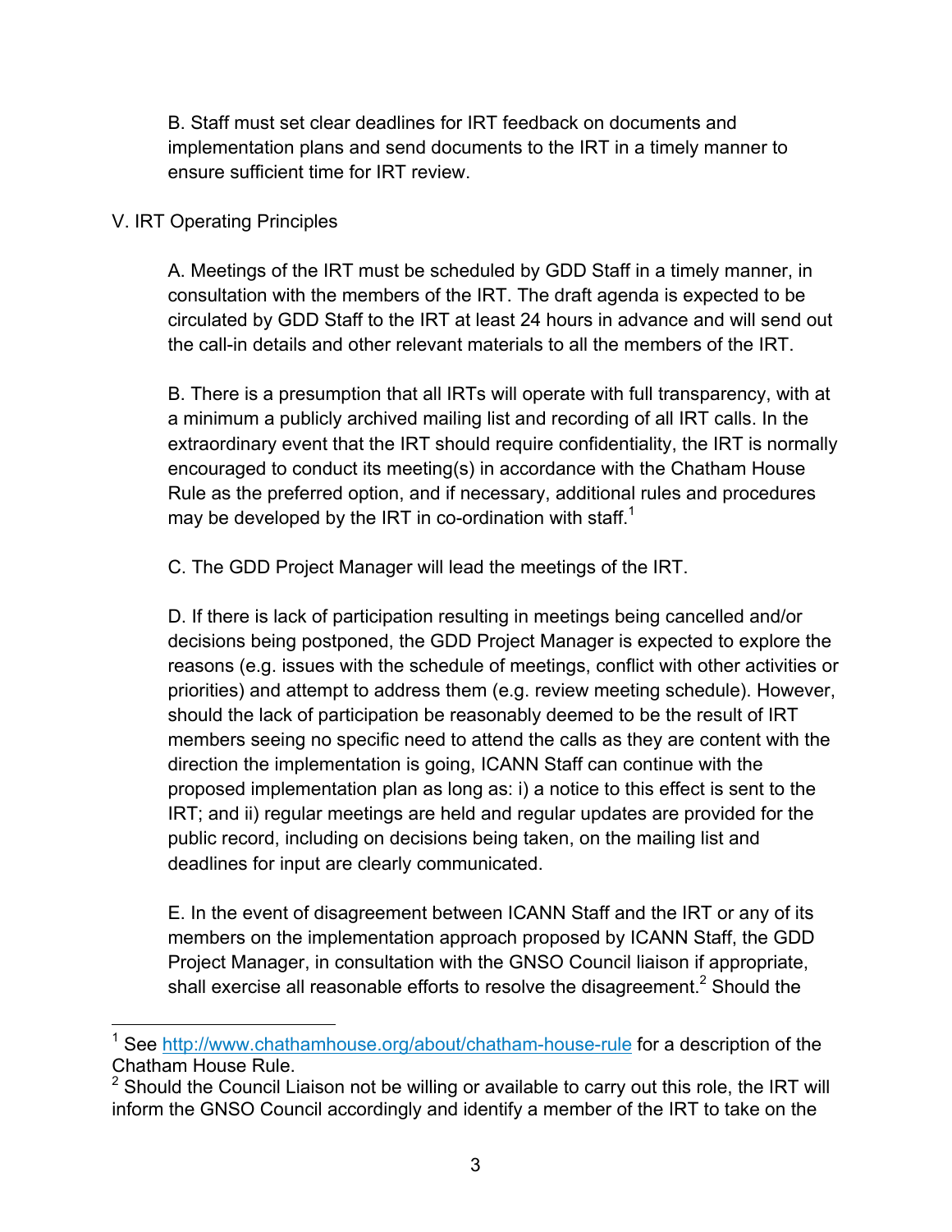B. Staff must set clear deadlines for IRT feedback on documents and implementation plans and send documents to the IRT in a timely manner to ensure sufficient time for IRT review.

V. IRT Operating Principles

A. Meetings of the IRT must be scheduled by GDD Staff in a timely manner, in consultation with the members of the IRT. The draft agenda is expected to be circulated by GDD Staff to the IRT at least 24 hours in advance and will send out the call-in details and other relevant materials to all the members of the IRT.

B. There is a presumption that all IRTs will operate with full transparency, with at a minimum a publicly archived mailing list and recording of all IRT calls. In the extraordinary event that the IRT should require confidentiality, the IRT is normally encouraged to conduct its meeting(s) in accordance with the Chatham House Rule as the preferred option, and if necessary, additional rules and procedures may be developed by the IRT in co-ordination with staff.[1]

C. The GDD Project Manager will lead the meetings of the IRT.

D. If there is lack of participation resulting in meetings being cancelled and/or decisions being postponed, the GDD Project Manager is expected to explore the reasons (e.g. issues with the schedule of meetings, conflict with other activities or priorities) and attempt to address them (e.g. review meeting schedule). However, should the lack of participation be reasonably deemed to be the result of IRT members seeing no specific need to attend the calls as they are content with the direction the implementation is going, ICANN Staff can continue with the proposed implementation plan as long as: i) a notice to this effect is sent to the IRT; and ii) regular meetings are held and regular updates are provided for the public record, including on decisions being taken, on the mailing list and deadlines for input are clearly communicated.

E. In the event of disagreement between ICANN Staff and the IRT or any of its members on the implementation approach proposed by ICANN Staff, the GDD Project Manager, in consultation with the GNSO Council liaison if appropriate, shall exercise all reasonable efforts to resolve the disagreement.[2] Should the

---

[1] See http://www.chathamhouse.org/about/chatham-house-rule for a description of the Chatham House Rule.

[2] Should the Council Liaison not be willing or available to carry out this role, the IRT will inform the GNSO Council accordingly and identify a member of the IRT to take on the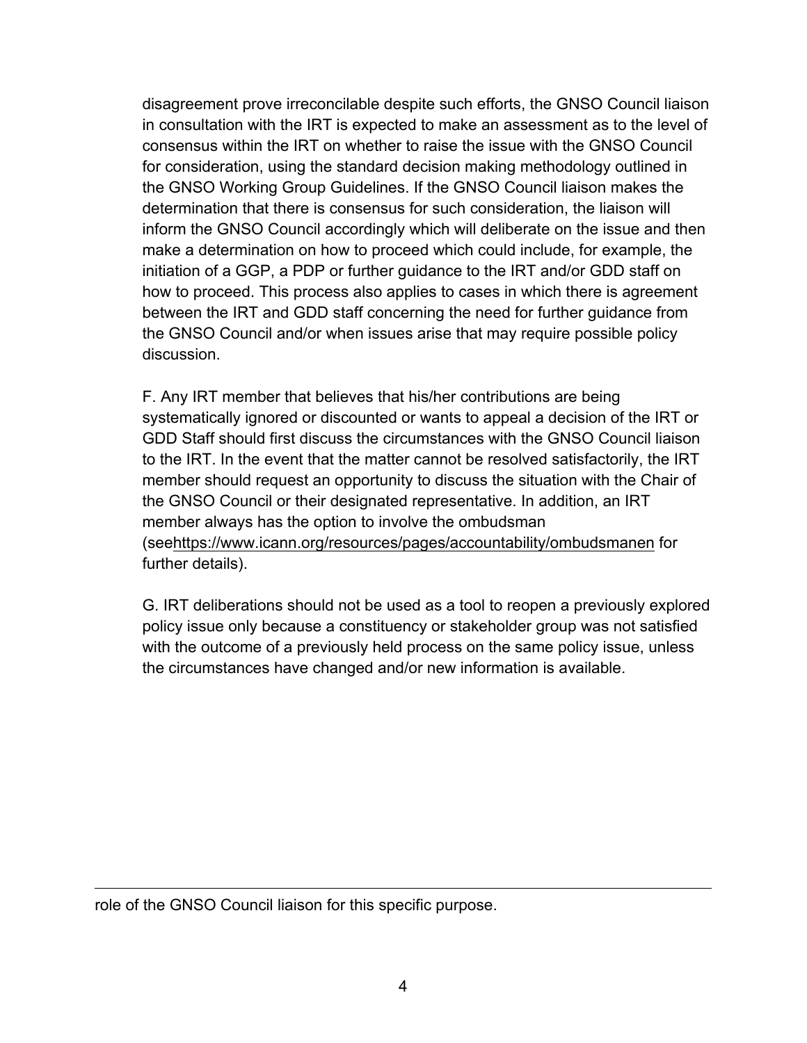disagreement prove irreconcilable despite such efforts, the GNSO Council liaison in consultation with the IRT is expected to make an assessment as to the level of consensus within the IRT on whether to raise the issue with the GNSO Council for consideration, using the standard decision making methodology outlined in the GNSO Working Group Guidelines. If the GNSO Council liaison makes the determination that there is consensus for such consideration, the liaison will inform the GNSO Council accordingly which will deliberate on the issue and then make a determination on how to proceed which could include, for example, the initiation of a GGP, a PDP or further guidance to the IRT and/or GDD staff on how to proceed. This process also applies to cases in which there is agreement between the IRT and GDD staff concerning the need for further guidance from the GNSO Council and/or when issues arise that may require possible policy discussion.

F. Any IRT member that believes that his/her contributions are being systematically ignored or discounted or wants to appeal a decision of the IRT or GDD Staff should first discuss the circumstances with the GNSO Council liaison to the IRT. In the event that the matter cannot be resolved satisfactorily, the IRT member should request an opportunity to discuss the situation with the Chair of the GNSO Council or their designated representative. In addition, an IRT member always has the option to involve the ombudsman (seehttps://www.icann.org/resources/pages/accountability/ombudsmanen for further details).

G. IRT deliberations should not be used as a tool to reopen a previously explored policy issue only because a constituency or stakeholder group was not satisfied with the outcome of a previously held process on the same policy issue, unless the circumstances have changed and/or new information is available.

---

role of the GNSO Council liaison for this specific purpose.